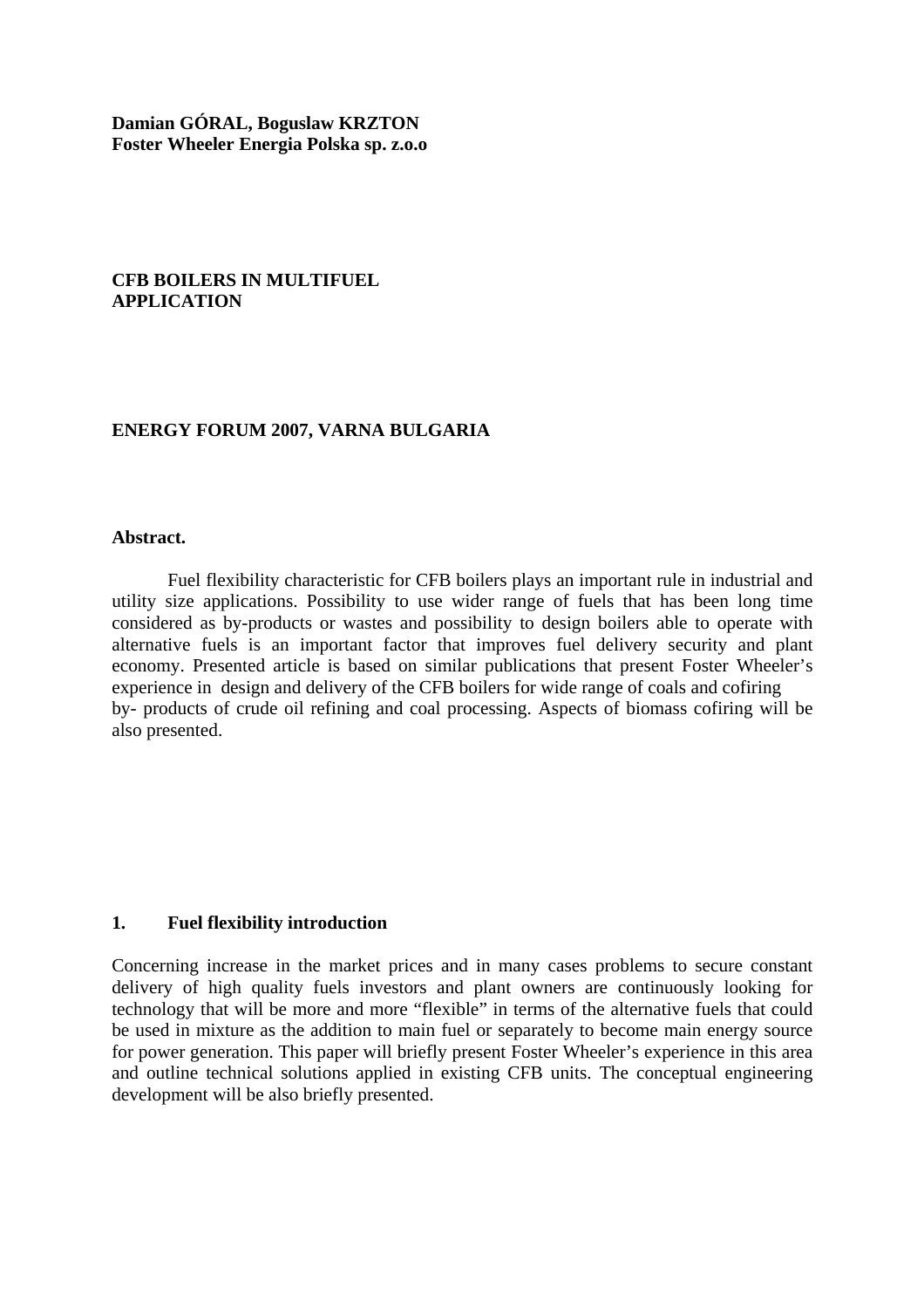**Damian GÓRAL, Boguslaw KRZTON**
**Foster Wheeler Energia Polska sp. z.o.o**

# CFB BOILERS IN MULTIFUEL APPLICATION

**ENERGY FORUM 2007, VARNA BULGARIA**

**Abstract.**

Fuel flexibility characteristic for CFB boilers plays an important rule in industrial and utility size applications. Possibility to use wider range of fuels that has been long time considered as by-products or wastes and possibility to design boilers able to operate with alternative fuels is an important factor that improves fuel delivery security and plant economy. Presented article is based on similar publications that present Foster Wheeler's experience in design and delivery of the CFB boilers for wide range of coals and cofiring by- products of crude oil refining and coal processing. Aspects of biomass cofiring will be also presented.

## 1. Fuel flexibility introduction

Concerning increase in the market prices and in many cases problems to secure constant delivery of high quality fuels investors and plant owners are continuously looking for technology that will be more and more "flexible" in terms of the alternative fuels that could be used in mixture as the addition to main fuel or separately to become main energy source for power generation. This paper will briefly present Foster Wheeler's experience in this area and outline technical solutions applied in existing CFB units. The conceptual engineering development will be also briefly presented.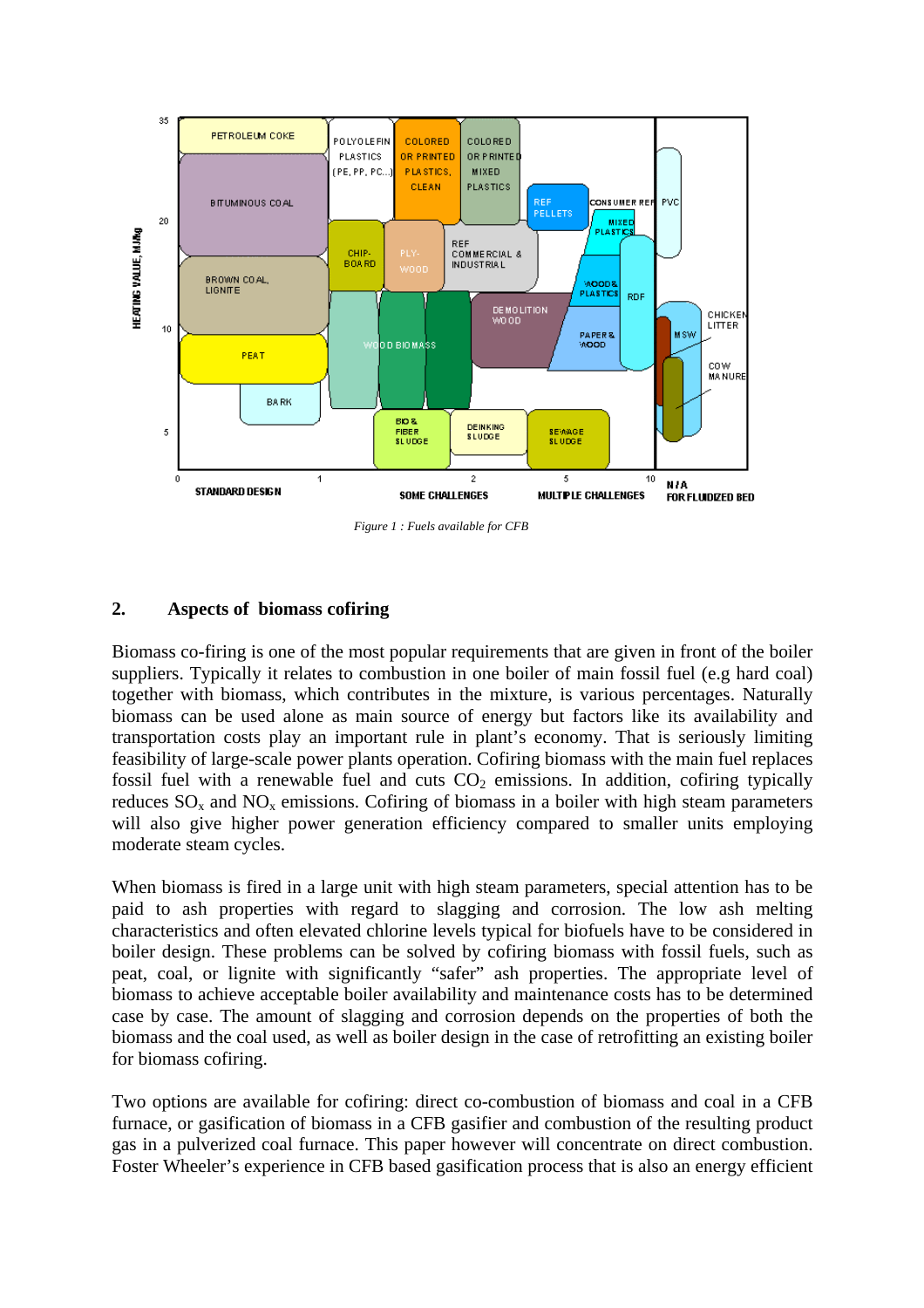HEATING VALUE, MJ/kg

35
20
10
5
0

PETROLEUM COKE
BITUMINOUS COAL
BROWN COAL, LIGNITE
PEAT
BARK
POLYOLEFIN PLASTICS (PE, PP, PC...)
COLORED OR PRINTED PLASTICS, CLEAN
COLORED OR PRINTED MIXED PLASTICS
CHIP-BOARD
PLY-WOOD
REF COMMERCIAL & INDUSTRIAL
REF PELLETS
CONSUMER REF
MIXED PLASTICS
WOOD & PLASTICS
RDF
PVC
WOOD BIOMASS
DEMOLITION WOOD
PAPER & WOOD
CHICKEN LITTER
MSW
COW MANURE
BIO & FIBER SLUDGE
DEINKING SLUDGE
SEWAGE SLUDGE

0
1
2
5
10

STANDARD DESIGN
SOME CHALLENGES
MULTIPLE CHALLENGES
N/A FOR FLUIDIZED BED

*Figure 1 : Fuels available for CFB*

## 2. Aspects of biomass cofiring

Biomass co-firing is one of the most popular requirements that are given in front of the boiler suppliers. Typically it relates to combustion in one boiler of main fossil fuel (e.g hard coal) together with biomass, which contributes in the mixture, is various percentages. Naturally biomass can be used alone as main source of energy but factors like its availability and transportation costs play an important rule in plant's economy. That is seriously limiting feasibility of large-scale power plants operation. Cofiring biomass with the main fuel replaces fossil fuel with a renewable fuel and cuts $CO_2$ emissions. In addition, cofiring typically reduces $SO_x$ and $NO_x$ emissions. Cofiring of biomass in a boiler with high steam parameters will also give higher power generation efficiency compared to smaller units employing moderate steam cycles.

When biomass is fired in a large unit with high steam parameters, special attention has to be paid to ash properties with regard to slagging and corrosion. The low ash melting characteristics and often elevated chlorine levels typical for biofuels have to be considered in boiler design. These problems can be solved by cofiring biomass with fossil fuels, such as peat, coal, or lignite with significantly "safer" ash properties. The appropriate level of biomass to achieve acceptable boiler availability and maintenance costs has to be determined case by case. The amount of slagging and corrosion depends on the properties of both the biomass and the coal used, as well as boiler design in the case of retrofitting an existing boiler for biomass cofiring.

Two options are available for cofiring: direct co-combustion of biomass and coal in a CFB furnace, or gasification of biomass in a CFB gasifier and combustion of the resulting product gas in a pulverized coal furnace. This paper however will concentrate on direct combustion. Foster Wheeler's experience in CFB based gasification process that is also an energy efficient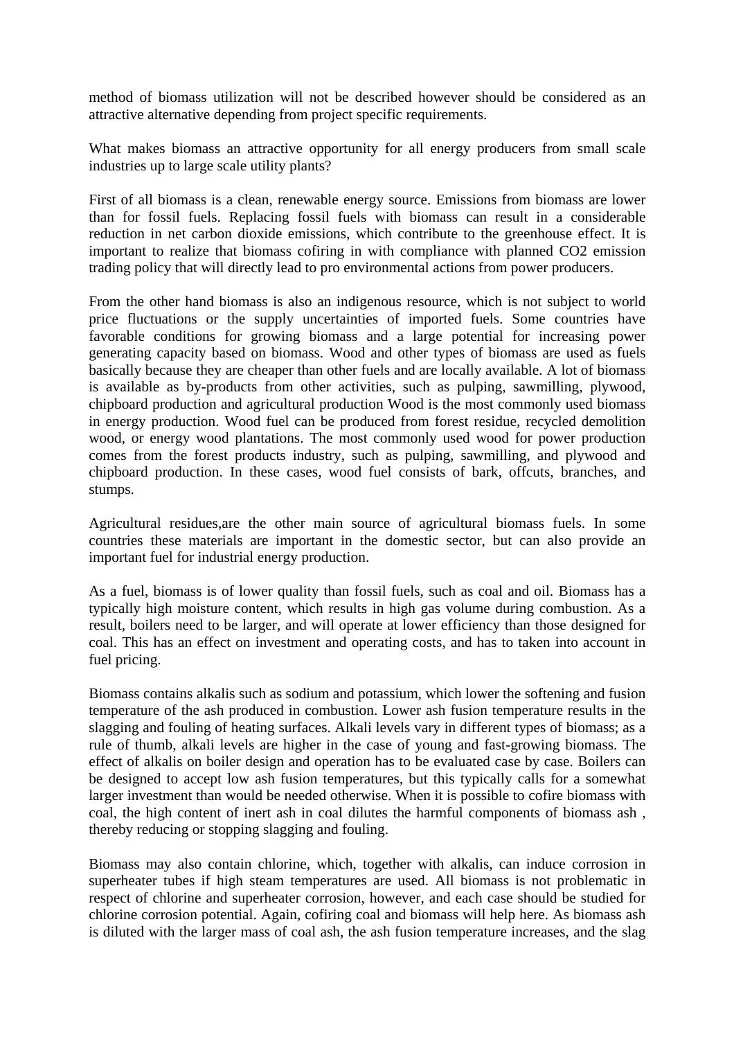method of biomass utilization will not be described however should be considered as an attractive alternative depending from project specific requirements.

What makes biomass an attractive opportunity for all energy producers from small scale industries up to large scale utility plants?

First of all biomass is a clean, renewable energy source. Emissions from biomass are lower than for fossil fuels. Replacing fossil fuels with biomass can result in a considerable reduction in net carbon dioxide emissions, which contribute to the greenhouse effect. It is important to realize that biomass cofiring in with compliance with planned CO2 emission trading policy that will directly lead to pro environmental actions from power producers.

From the other hand biomass is also an indigenous resource, which is not subject to world price fluctuations or the supply uncertainties of imported fuels. Some countries have favorable conditions for growing biomass and a large potential for increasing power generating capacity based on biomass. Wood and other types of biomass are used as fuels basically because they are cheaper than other fuels and are locally available. A lot of biomass is available as by-products from other activities, such as pulping, sawmilling, plywood, chipboard production and agricultural production Wood is the most commonly used biomass in energy production. Wood fuel can be produced from forest residue, recycled demolition wood, or energy wood plantations. The most commonly used wood for power production comes from the forest products industry, such as pulping, sawmilling, and plywood and chipboard production. In these cases, wood fuel consists of bark, offcuts, branches, and stumps.

Agricultural residues,are the other main source of agricultural biomass fuels. In some countries these materials are important in the domestic sector, but can also provide an important fuel for industrial energy production.

As a fuel, biomass is of lower quality than fossil fuels, such as coal and oil. Biomass has a typically high moisture content, which results in high gas volume during combustion. As a result, boilers need to be larger, and will operate at lower efficiency than those designed for coal. This has an effect on investment and operating costs, and has to taken into account in fuel pricing.

Biomass contains alkalis such as sodium and potassium, which lower the softening and fusion temperature of the ash produced in combustion. Lower ash fusion temperature results in the slagging and fouling of heating surfaces. Alkali levels vary in different types of biomass; as a rule of thumb, alkali levels are higher in the case of young and fast-growing biomass. The effect of alkalis on boiler design and operation has to be evaluated case by case. Boilers can be designed to accept low ash fusion temperatures, but this typically calls for a somewhat larger investment than would be needed otherwise. When it is possible to cofire biomass with coal, the high content of inert ash in coal dilutes the harmful components of biomass ash , thereby reducing or stopping slagging and fouling.

Biomass may also contain chlorine, which, together with alkalis, can induce corrosion in superheater tubes if high steam temperatures are used. All biomass is not problematic in respect of chlorine and superheater corrosion, however, and each case should be studied for chlorine corrosion potential. Again, cofiring coal and biomass will help here. As biomass ash is diluted with the larger mass of coal ash, the ash fusion temperature increases, and the slag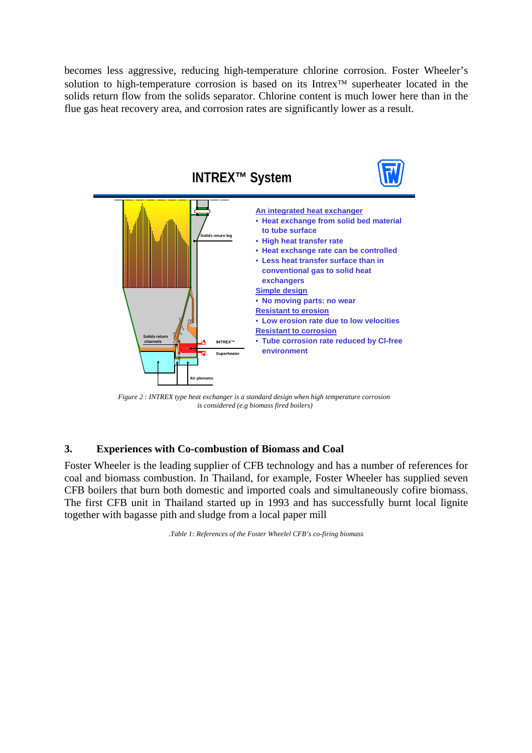becomes less aggressive, reducing high-temperature chlorine corrosion. Foster Wheeler's solution to high-temperature corrosion is based on its Intrex™ superheater located in the solids return flow from the solids separator. Chlorine content is much lower here than in the flue gas heat recovery area, and corrosion rates are significantly lower as a result.

INTREX™ System

Solids return leg

Solids return channels

INTREX™

Superheater

Air plenums

An integrated heat exchanger
- Heat exchange from solid bed material to tube surface
- High heat transfer rate
- Heat exchange rate can be controlled
- Less heat transfer surface than in conventional gas to solid heat exchangers

Simple design
- No moving parts: no wear

Resistant to erosion
- Low erosion rate due to low velocities

Resistant to corrosion
- Tube corrosion rate reduced by Cl-free environment

*Figure 2 : INTREX type heat exchanger is a standard design when high temperature corrosion is considered (e.g biomass fired boilers)*

## 3. Experiences with Co-combustion of Biomass and Coal

Foster Wheeler is the leading supplier of CFB technology and has a number of references for coal and biomass combustion. In Thailand, for example, Foster Wheeler has supplied seven CFB boilers that burn both domestic and imported coals and simultaneously cofire biomass. The first CFB unit in Thailand started up in 1993 and has successfully burnt local lignite together with bagasse pith and sludge from a local paper mill

*.Table 1: References of the Foster Wheelel CFB's co-firing biomass*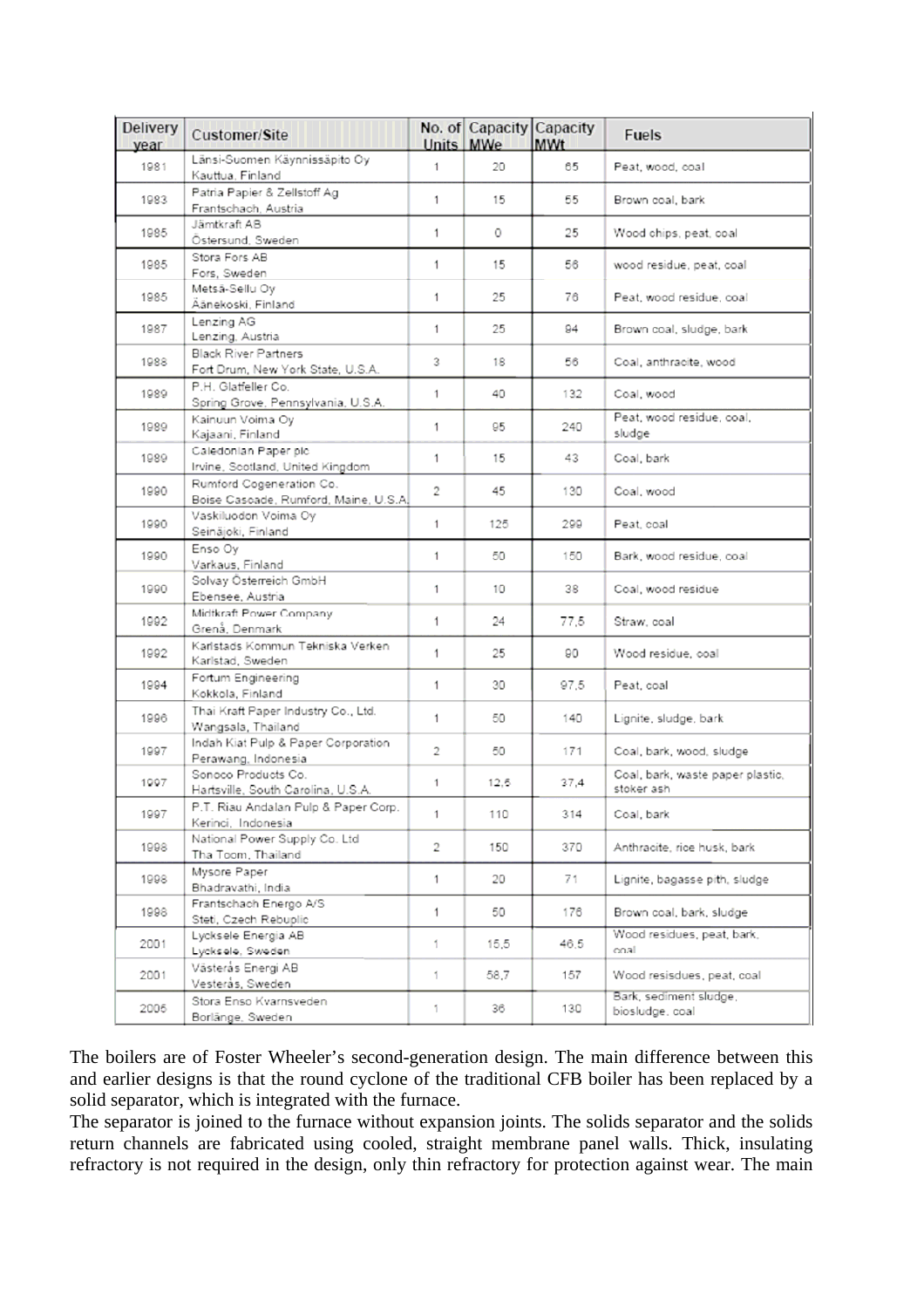| Delivery year | Customer/Site | No. of Units | Capacity MWe | Capacity MWt | Fuels |
|---|---|---|---|---|---|
| 1981 | Länsi-Suomen Käynnissäpito Oy Kauttua, Finland | 1 | 20 | 65 | Peat, wood, coal |
| 1983 | Patria Papier & Zellstoff Ag Frantschach, Austria | 1 | 15 | 55 | Brown coal, bark |
| 1985 | Jämtkraft AB Östersund, Sweden | 1 | 0 | 25 | Wood chips, peat, coal |
| 1985 | Stora Fors AB Fors, Sweden | 1 | 15 | 56 | wood residue, peat, coal |
| 1985 | Metsä-Sellu Oy Äänekoski, Finland | 1 | 25 | 76 | Peat, wood residue, coal |
| 1987 | Lenzing AG Lenzing, Austria | 1 | 25 | 94 | Brown coal, sludge, bark |
| 1988 | Black River Partners Fort Drum, New York State, U.S.A. | 3 | 18 | 56 | Coal, anthracite, wood |
| 1989 | P.H. Glatfeller Co. Spring Grove, Pennsylvania, U.S.A. | 1 | 40 | 132 | Coal, wood |
| 1989 | Kainuun Voima Oy Kajaani, Finland | 1 | 95 | 240 | Peat, wood residue, coal, sludge |
| 1989 | Caledonian Paper plc Irvine, Scotland, United Kingdom | 1 | 15 | 43 | Coal, bark |
| 1990 | Rumford Cogeneration Co. Boise Cascade, Rumford, Maine, U.S.A. | 2 | 45 | 130 | Coal, wood |
| 1990 | Vaskiluodon Voima Oy Seinäjoki, Finland | 1 | 125 | 299 | Peat, coal |
| 1990 | Enso Oy Varkaus, Finland | 1 | 50 | 150 | Bark, wood residue, coal |
| 1990 | Solvay Österreich GmbH Ebensee, Austria | 1 | 10 | 38 | Coal, wood residue |
| 1992 | Midtkraft Power Company Grenå, Denmark | 1 | 24 | 77,5 | Straw, coal |
| 1992 | Karlstads Kommun Tekniska Verken Karlstad, Sweden | 1 | 25 | 90 | Wood residue, coal |
| 1994 | Fortum Engineering Kokkola, Finland | 1 | 30 | 97,5 | Peat, coal |
| 1996 | Thai Kraft Paper Industry Co., Ltd. Wangsala, Thailand | 1 | 50 | 140 | Lignite, sludge, bark |
| 1997 | Indah Kiat Pulp & Paper Corporation Perawang, Indonesia | 2 | 50 | 171 | Coal, bark, wood, sludge |
| 1997 | Sonoco Products Co. Hartsville, South Carolina, U.S.A. | 1 | 12,6 | 37,4 | Coal, bark, waste paper plastic, stoker ash |
| 1997 | P.T. Riau Andalan Pulp & Paper Corp. Kerinci, Indonesia | 1 | 110 | 314 | Coal, bark |
| 1998 | National Power Supply Co. Ltd Tha Toom, Thailand | 2 | 150 | 370 | Anthracite, rice husk, bark |
| 1998 | Mysore Paper Bhadravathi, India | 1 | 20 | 71 | Lignite, bagasse pith, sludge |
| 1998 | Frantschach Energo A/S Steti, Czech Rebuplic | 1 | 50 | 176 | Brown coal, bark, sludge |
| 2001 | Lycksele Energia AB Lycksele, Sweden | 1 | 15,5 | 46,5 | Wood residues, peat, bark, coal |
| 2001 | Västerås Energi AB Vesterås, Sweden | 1 | 58,7 | 157 | Wood resisdues, peat, coal |
| 2006 | Stora Enso Kvarnsveden Borlänge, Sweden | 1 | 36 | 130 | Bark, sediment sludge, biosludge, coal |

The boilers are of Foster Wheeler's second-generation design. The main difference between this and earlier designs is that the round cyclone of the traditional CFB boiler has been replaced by a solid separator, which is integrated with the furnace.

The separator is joined to the furnace without expansion joints. The solids separator and the solids return channels are fabricated using cooled, straight membrane panel walls. Thick, insulating refractory is not required in the design, only thin refractory for protection against wear. The main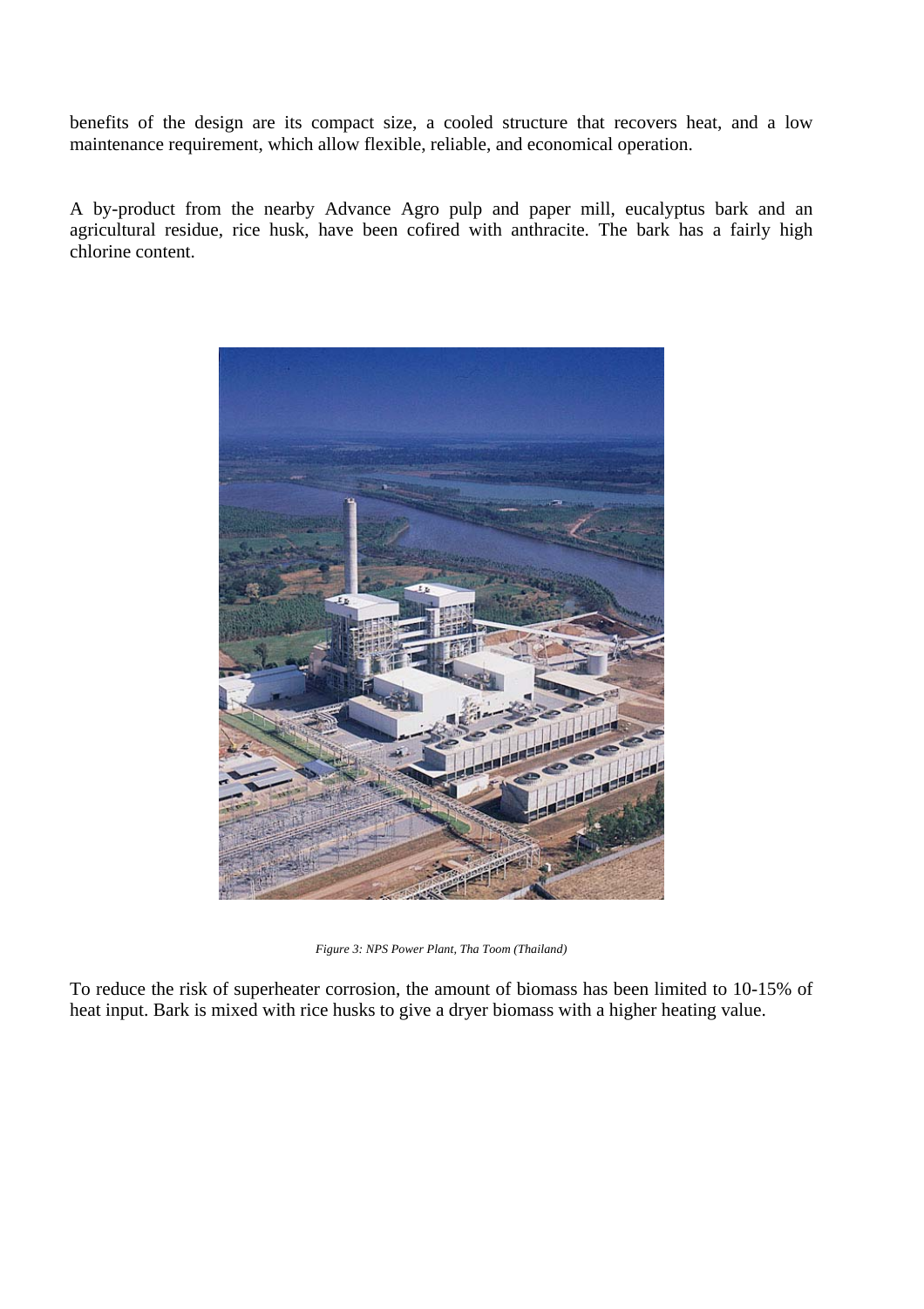benefits of the design are its compact size, a cooled structure that recovers heat, and a low maintenance requirement, which allow flexible, reliable, and economical operation.

A by-product from the nearby Advance Agro pulp and paper mill, eucalyptus bark and an agricultural residue, rice husk, have been cofired with anthracite. The bark has a fairly high chlorine content.

*Figure 3: NPS Power Plant, Tha Toom (Thailand)*

To reduce the risk of superheater corrosion, the amount of biomass has been limited to 10-15% of heat input. Bark is mixed with rice husks to give a dryer biomass with a higher heating value.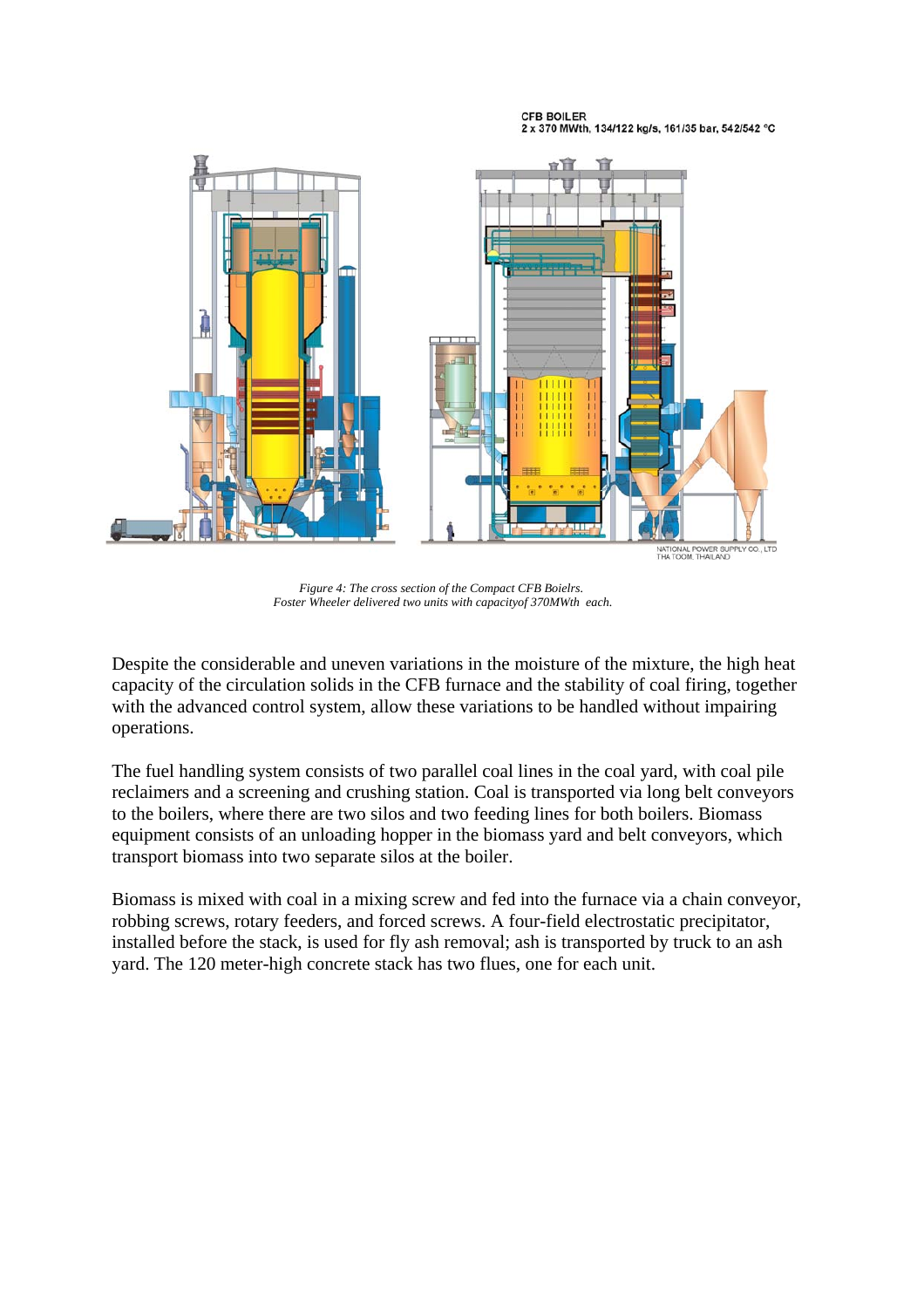CFB BOILER
2 x 370 MWth, 134/122 kg/s, 161/35 bar, 542/542 °C

NATIONAL POWER SUPPLY CO., LTD
THA TOOM, THAILAND

*Figure 4: The cross section of the Compact CFB Boielrs. Foster Wheeler delivered two units with capacityof 370MWth each.*

Despite the considerable and uneven variations in the moisture of the mixture, the high heat capacity of the circulation solids in the CFB furnace and the stability of coal firing, together with the advanced control system, allow these variations to be handled without impairing operations.

The fuel handling system consists of two parallel coal lines in the coal yard, with coal pile reclaimers and a screening and crushing station. Coal is transported via long belt conveyors to the boilers, where there are two silos and two feeding lines for both boilers. Biomass equipment consists of an unloading hopper in the biomass yard and belt conveyors, which transport biomass into two separate silos at the boiler.

Biomass is mixed with coal in a mixing screw and fed into the furnace via a chain conveyor, robbing screws, rotary feeders, and forced screws. A four-field electrostatic precipitator, installed before the stack, is used for fly ash removal; ash is transported by truck to an ash yard. The 120 meter-high concrete stack has two flues, one for each unit.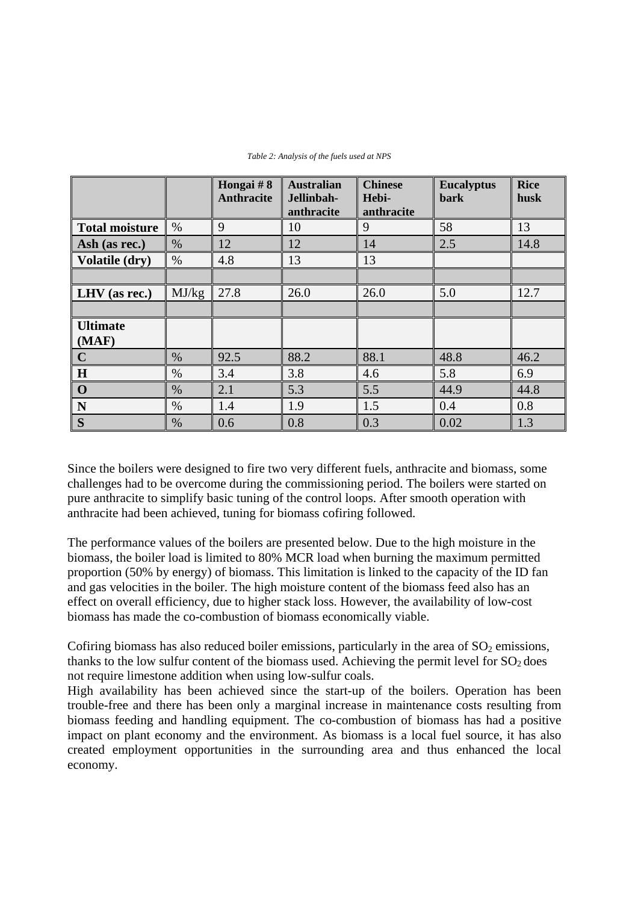*Table 2: Analysis of the fuels used at NPS*

| | | Hongai # 8 Anthracite | Australian Jellinbah-anthracite | Chinese Hebi-anthracite | Eucalyptus bark | Rice husk |
|---|---|---|---|---|---|---|
| **Total moisture** | % | 9 | 10 | 9 | 58 | 13 |
| **Ash (as rec.)** | % | 12 | 12 | 14 | 2.5 | 14.8 |
| **Volatile (dry)** | % | 4.8 | 13 | 13 | | |
| | | | | | | |
| **LHV (as rec.)** | MJ/kg | 27.8 | 26.0 | 26.0 | 5.0 | 12.7 |
| | | | | | | |
| **Ultimate (MAF)** | | | | | | |
| **C** | % | 92.5 | 88.2 | 88.1 | 48.8 | 46.2 |
| **H** | % | 3.4 | 3.8 | 4.6 | 5.8 | 6.9 |
| **O** | % | 2.1 | 5.3 | 5.5 | 44.9 | 44.8 |
| **N** | % | 1.4 | 1.9 | 1.5 | 0.4 | 0.8 |
| **S** | % | 0.6 | 0.8 | 0.3 | 0.02 | 1.3 |

Since the boilers were designed to fire two very different fuels, anthracite and biomass, some challenges had to be overcome during the commissioning period. The boilers were started on pure anthracite to simplify basic tuning of the control loops. After smooth operation with anthracite had been achieved, tuning for biomass cofiring followed.

The performance values of the boilers are presented below. Due to the high moisture in the biomass, the boiler load is limited to 80% MCR load when burning the maximum permitted proportion (50% by energy) of biomass. This limitation is linked to the capacity of the ID fan and gas velocities in the boiler. The high moisture content of the biomass feed also has an effect on overall efficiency, due to higher stack loss. However, the availability of low-cost biomass has made the co-combustion of biomass economically viable.

Cofiring biomass has also reduced boiler emissions, particularly in the area of $SO_2$ emissions, thanks to the low sulfur content of the biomass used. Achieving the permit level for $SO_2$ does not require limestone addition when using low-sulfur coals.

High availability has been achieved since the start-up of the boilers. Operation has been trouble-free and there has been only a marginal increase in maintenance costs resulting from biomass feeding and handling equipment. The co-combustion of biomass has had a positive impact on plant economy and the environment. As biomass is a local fuel source, it has also created employment opportunities in the surrounding area and thus enhanced the local economy.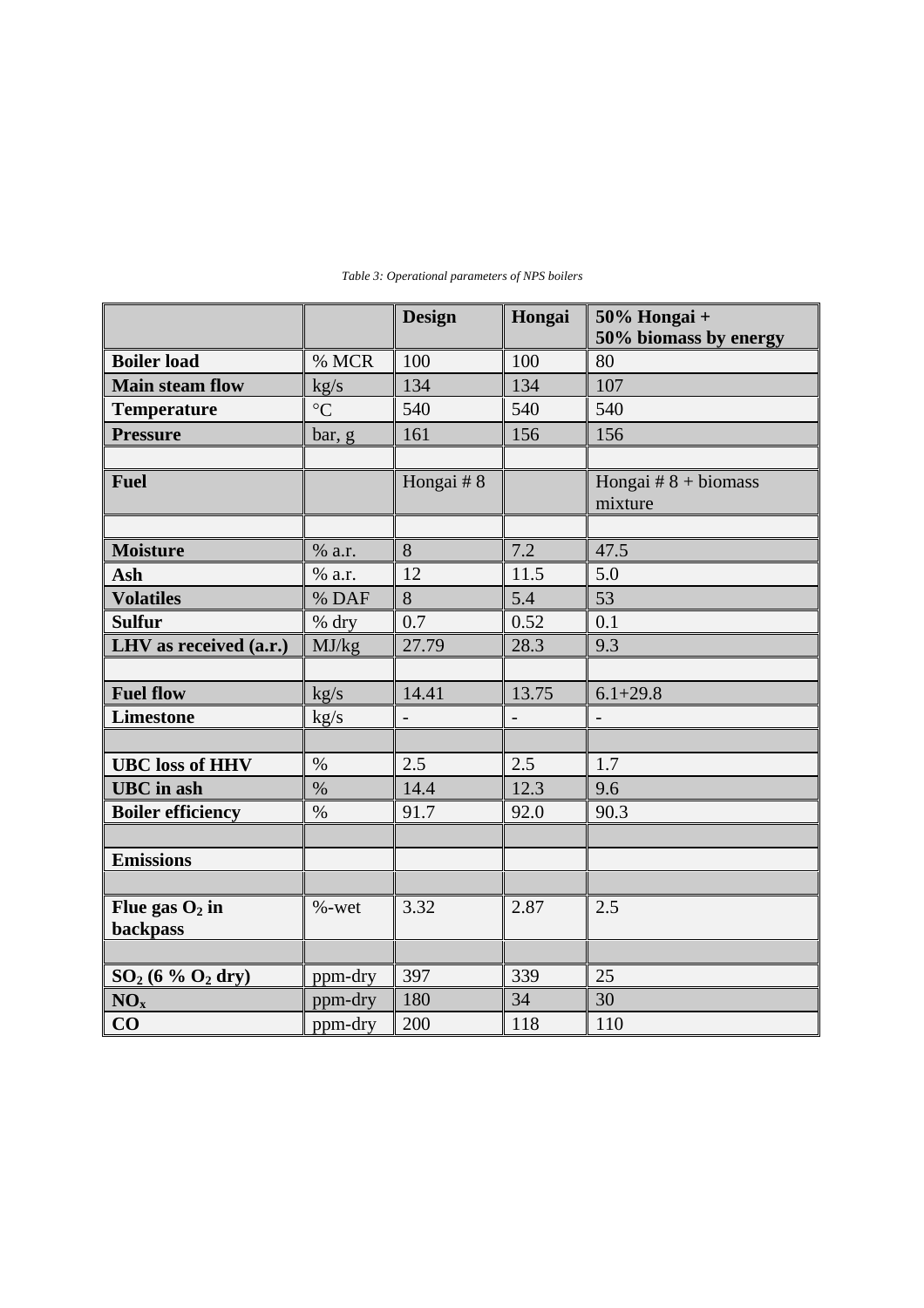*Table 3: Operational parameters of NPS boilers*

| | | Design | Hongai | 50% Hongai + 50% biomass by energy |
|---|---|---|---|---|
| **Boiler load** | % MCR | 100 | 100 | 80 |
| **Main steam flow** | kg/s | 134 | 134 | 107 |
| **Temperature** | °C | 540 | 540 | 540 |
| **Pressure** | bar, g | 161 | 156 | 156 |
| | | | | |
| **Fuel** | | Hongai # 8 | | Hongai # 8 + biomass mixture |
| | | | | |
| **Moisture** | % a.r. | 8 | 7.2 | 47.5 |
| **Ash** | % a.r. | 12 | 11.5 | 5.0 |
| **Volatiles** | % DAF | 8 | 5.4 | 53 |
| **Sulfur** | % dry | 0.7 | 0.52 | 0.1 |
| **LHV as received (a.r.)** | MJ/kg | 27.79 | 28.3 | 9.3 |
| | | | | |
| **Fuel flow** | kg/s | 14.41 | 13.75 | 6.1+29.8 |
| **Limestone** | kg/s | - | - | - |
| | | | | |
| **UBC loss of HHV** | % | 2.5 | 2.5 | 1.7 |
| **UBC in ash** | % | 14.4 | 12.3 | 9.6 |
| **Boiler efficiency** | % | 91.7 | 92.0 | 90.3 |
| | | | | |
| **Emissions** | | | | |
| | | | | |
| **Flue gas $O_2$ in backpass** | %-wet | 3.32 | 2.87 | 2.5 |
| | | | | |
| **$SO_2$ (6 % $O_2$ dry)** | ppm-dry | 397 | 339 | 25 |
| **$NO_x$** | ppm-dry | 180 | 34 | 30 |
| **CO** | ppm-dry | 200 | 118 | 110 |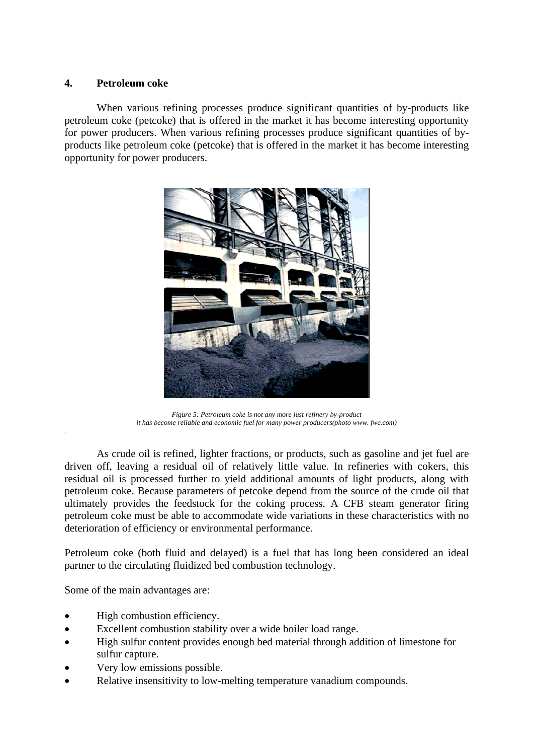## 4. Petroleum coke

When various refining processes produce significant quantities of by-products like petroleum coke (petcoke) that is offered in the market it has become interesting opportunity for power producers. When various refining processes produce significant quantities of by-products like petroleum coke (petcoke) that is offered in the market it has become interesting opportunity for power producers.

*Figure 5: Petroleum coke is not any more just refinery by-product it has become reliable and economic fuel for many power producers(photo www. fwc.com)*

As crude oil is refined, lighter fractions, or products, such as gasoline and jet fuel are driven off, leaving a residual oil of relatively little value. In refineries with cokers, this residual oil is processed further to yield additional amounts of light products, along with petroleum coke. Because parameters of petcoke depend from the source of the crude oil that ultimately provides the feedstock for the coking process. A CFB steam generator firing petroleum coke must be able to accommodate wide variations in these characteristics with no deterioration of efficiency or environmental performance.

Petroleum coke (both fluid and delayed) is a fuel that has long been considered an ideal partner to the circulating fluidized bed combustion technology.

Some of the main advantages are:

- High combustion efficiency.
- Excellent combustion stability over a wide boiler load range.
- High sulfur content provides enough bed material through addition of limestone for sulfur capture.
- Very low emissions possible.
- Relative insensitivity to low-melting temperature vanadium compounds.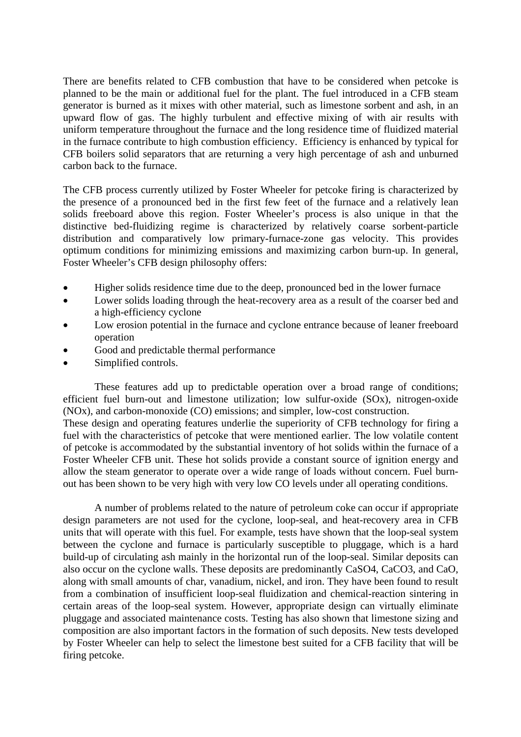There are benefits related to CFB combustion that have to be considered when petcoke is planned to be the main or additional fuel for the plant. The fuel introduced in a CFB steam generator is burned as it mixes with other material, such as limestone sorbent and ash, in an upward flow of gas. The highly turbulent and effective mixing of with air results with uniform temperature throughout the furnace and the long residence time of fluidized material in the furnace contribute to high combustion efficiency. Efficiency is enhanced by typical for CFB boilers solid separators that are returning a very high percentage of ash and unburned carbon back to the furnace.

The CFB process currently utilized by Foster Wheeler for petcoke firing is characterized by the presence of a pronounced bed in the first few feet of the furnace and a relatively lean solids freeboard above this region. Foster Wheeler's process is also unique in that the distinctive bed-fluidizing regime is characterized by relatively coarse sorbent-particle distribution and comparatively low primary-furnace-zone gas velocity. This provides optimum conditions for minimizing emissions and maximizing carbon burn-up. In general, Foster Wheeler's CFB design philosophy offers:

- Higher solids residence time due to the deep, pronounced bed in the lower furnace
- Lower solids loading through the heat-recovery area as a result of the coarser bed and a high-efficiency cyclone
- Low erosion potential in the furnace and cyclone entrance because of leaner freeboard operation
- Good and predictable thermal performance
- Simplified controls.

These features add up to predictable operation over a broad range of conditions; efficient fuel burn-out and limestone utilization; low sulfur-oxide (SOx), nitrogen-oxide (NOx), and carbon-monoxide (CO) emissions; and simpler, low-cost construction.
These design and operating features underlie the superiority of CFB technology for firing a fuel with the characteristics of petcoke that were mentioned earlier. The low volatile content of petcoke is accommodated by the substantial inventory of hot solids within the furnace of a Foster Wheeler CFB unit. These hot solids provide a constant source of ignition energy and allow the steam generator to operate over a wide range of loads without concern. Fuel burn-out has been shown to be very high with very low CO levels under all operating conditions.

A number of problems related to the nature of petroleum coke can occur if appropriate design parameters are not used for the cyclone, loop-seal, and heat-recovery area in CFB units that will operate with this fuel. For example, tests have shown that the loop-seal system between the cyclone and furnace is particularly susceptible to pluggage, which is a hard build-up of circulating ash mainly in the horizontal run of the loop-seal. Similar deposits can also occur on the cyclone walls. These deposits are predominantly $CaSO_4$, $CaCO_3$, and CaO, along with small amounts of char, vanadium, nickel, and iron. They have been found to result from a combination of insufficient loop-seal fluidization and chemical-reaction sintering in certain areas of the loop-seal system. However, appropriate design can virtually eliminate pluggage and associated maintenance costs. Testing has also shown that limestone sizing and composition are also important factors in the formation of such deposits. New tests developed by Foster Wheeler can help to select the limestone best suited for a CFB facility that will be firing petcoke.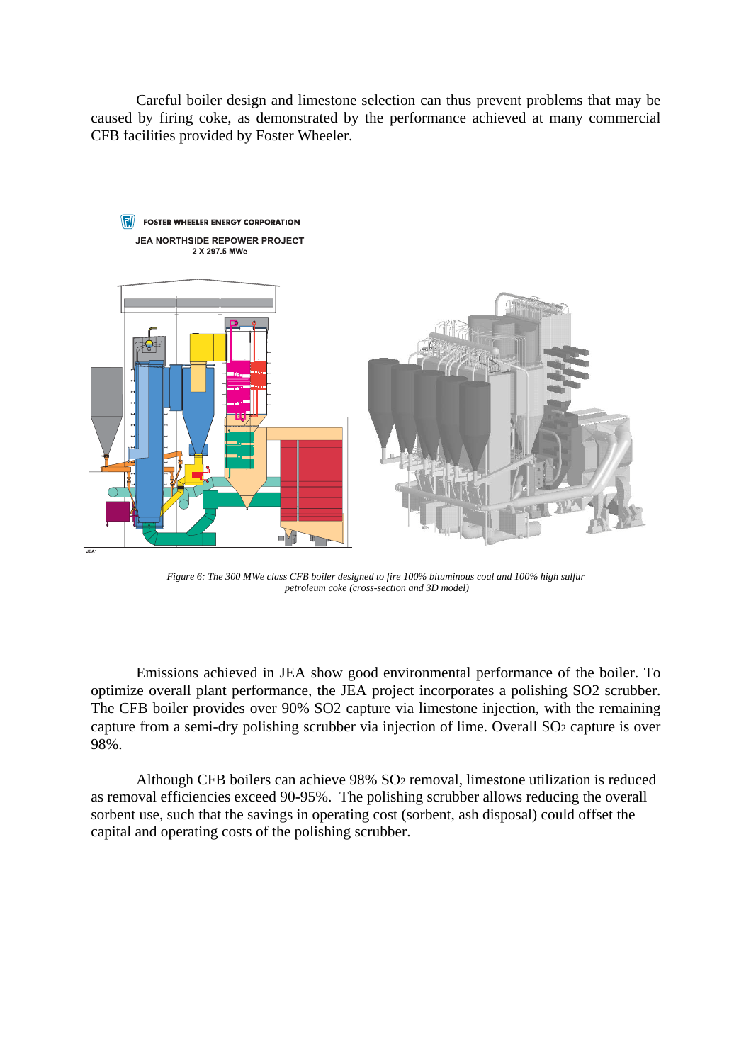Careful boiler design and limestone selection can thus prevent problems that may be caused by firing coke, as demonstrated by the performance achieved at many commercial CFB facilities provided by Foster Wheeler.

FOSTER WHEELER ENERGY CORPORATION

JEA NORTHSIDE REPOWER PROJECT
2 X 297.5 MWe

JEA1

*Figure 6: The 300 MWe class CFB boiler designed to fire 100% bituminous coal and 100% high sulfur petroleum coke (cross-section and 3D model)*

Emissions achieved in JEA show good environmental performance of the boiler. To optimize overall plant performance, the JEA project incorporates a polishing SO2 scrubber. The CFB boiler provides over 90% SO2 capture via limestone injection, with the remaining capture from a semi-dry polishing scrubber via injection of lime. Overall $SO_2$ capture is over 98%.

Although CFB boilers can achieve 98% $SO_2$ removal, limestone utilization is reduced as removal efficiencies exceed 90-95%. The polishing scrubber allows reducing the overall sorbent use, such that the savings in operating cost (sorbent, ash disposal) could offset the capital and operating costs of the polishing scrubber.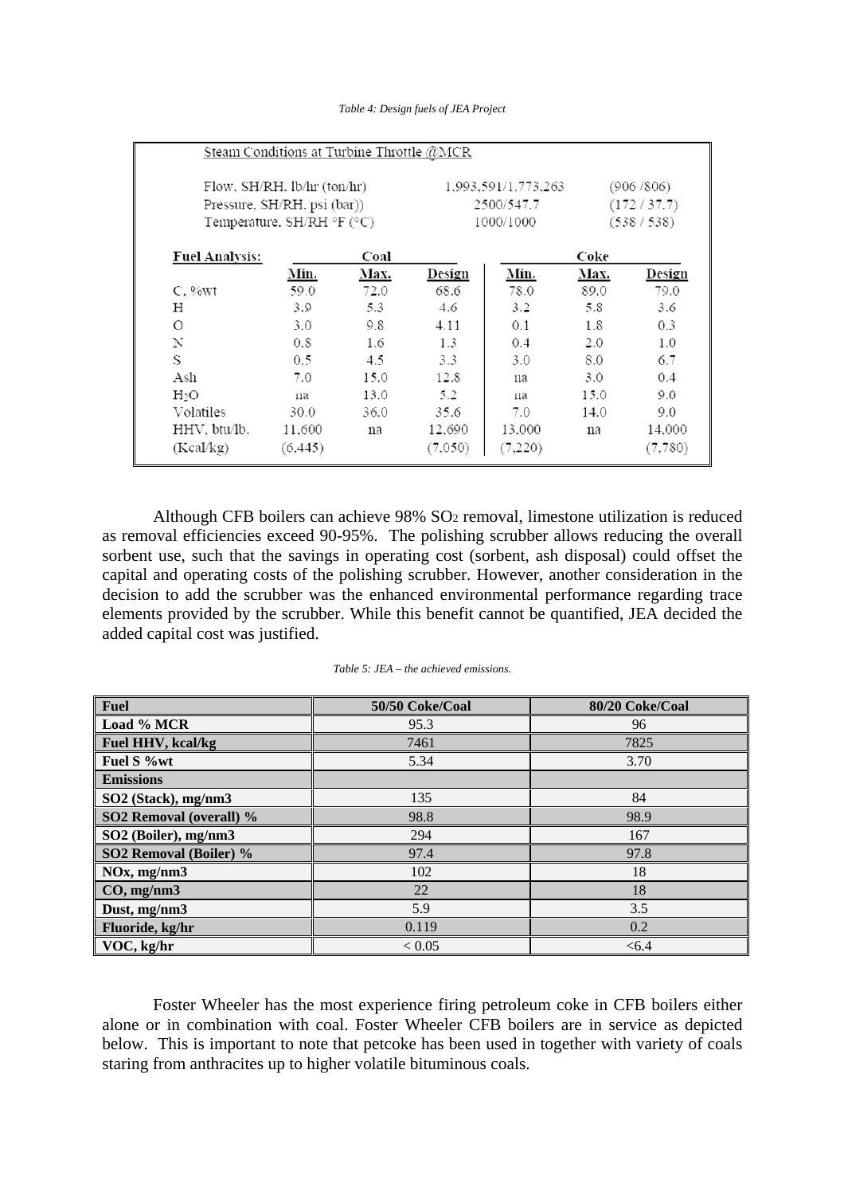*Table 4: Design fuels of JEA Project*

| Steam Conditions at Turbine Throttle @MCR | | | | | | |
|---|---|---|---|---|---|---|
| Flow, SH/RH, lb/hr (ton/hr) | | | 1,993,591/1,773,263 | | | (906 /806) |
| Pressure, SH/RH, psi (bar)) | | | 2500/547.7 | | | (172 / 37.7) |
| Temperature, SH/RH °F (°C) | | | 1000/1000 | | | (538 / 538) |
| **Fuel Analysis:** | Coal | | | Coke | | |
| | Min. | Max. | Design | Min. | Max. | Design |
| C, %wt | 59.0 | 72.0 | 68.6 | 78.0 | 89.0 | 79.0 |
| H | 3.9 | 5.3 | 4.6 | 3.2 | 5.8 | 3.6 |
| O | 3.0 | 9.8 | 4.11 | 0.1 | 1.8 | 0.3 |
| N | 0.8 | 1.6 | 1.3 | 0.4 | 2.0 | 1.0 |
| S | 0.5 | 4.5 | 3.3 | 3.0 | 8.0 | 6.7 |
| Ash | 7.0 | 15.0 | 12.8 | na | 3.0 | 0.4 |
| $H_2O$ | na | 13.0 | 5.2 | na | 15.0 | 9.0 |
| Volatiles | 30.0 | 36.0 | 35.6 | 7.0 | 14.0 | 9.0 |
| HHV, btu/lb. | 11,600 | na | 12,690 | 13,000 | na | 14,000 |
| (Kcal/kg) | (6,445) | | (7,050) | (7,220) | | (7,780) |

Although CFB boilers can achieve 98% $SO_2$ removal, limestone utilization is reduced as removal efficiencies exceed 90-95%. The polishing scrubber allows reducing the overall sorbent use, such that the savings in operating cost (sorbent, ash disposal) could offset the capital and operating costs of the polishing scrubber. However, another consideration in the decision to add the scrubber was the enhanced environmental performance regarding trace elements provided by the scrubber. While this benefit cannot be quantified, JEA decided the added capital cost was justified.

*Table 5: JEA – the achieved emissions.*

| **Fuel** | **50/50 Coke/Coal** | **80/20 Coke/Coal** |
|---|---|---|
| **Load % MCR** | 95.3 | 96 |
| **Fuel HHV, kcal/kg** | 7461 | 7825 |
| **Fuel S %wt** | 5.34 | 3.70 |
| **Emissions** | | |
| **SO2 (Stack), mg/nm3** | 135 | 84 |
| **SO2 Removal (overall) %** | 98.8 | 98.9 |
| **SO2 (Boiler), mg/nm3** | 294 | 167 |
| **SO2 Removal (Boiler) %** | 97.4 | 97.8 |
| **NOx, mg/nm3** | 102 | 18 |
| **CO, mg/nm3** | 22 | 18 |
| **Dust, mg/nm3** | 5.9 | 3.5 |
| **Fluoride, kg/hr** | 0.119 | 0.2 |
| **VOC, kg/hr** | < 0.05 | <6.4 |

Foster Wheeler has the most experience firing petroleum coke in CFB boilers either alone or in combination with coal. Foster Wheeler CFB boilers are in service as depicted below. This is important to note that petcoke has been used in together with variety of coals staring from anthracites up to higher volatile bituminous coals.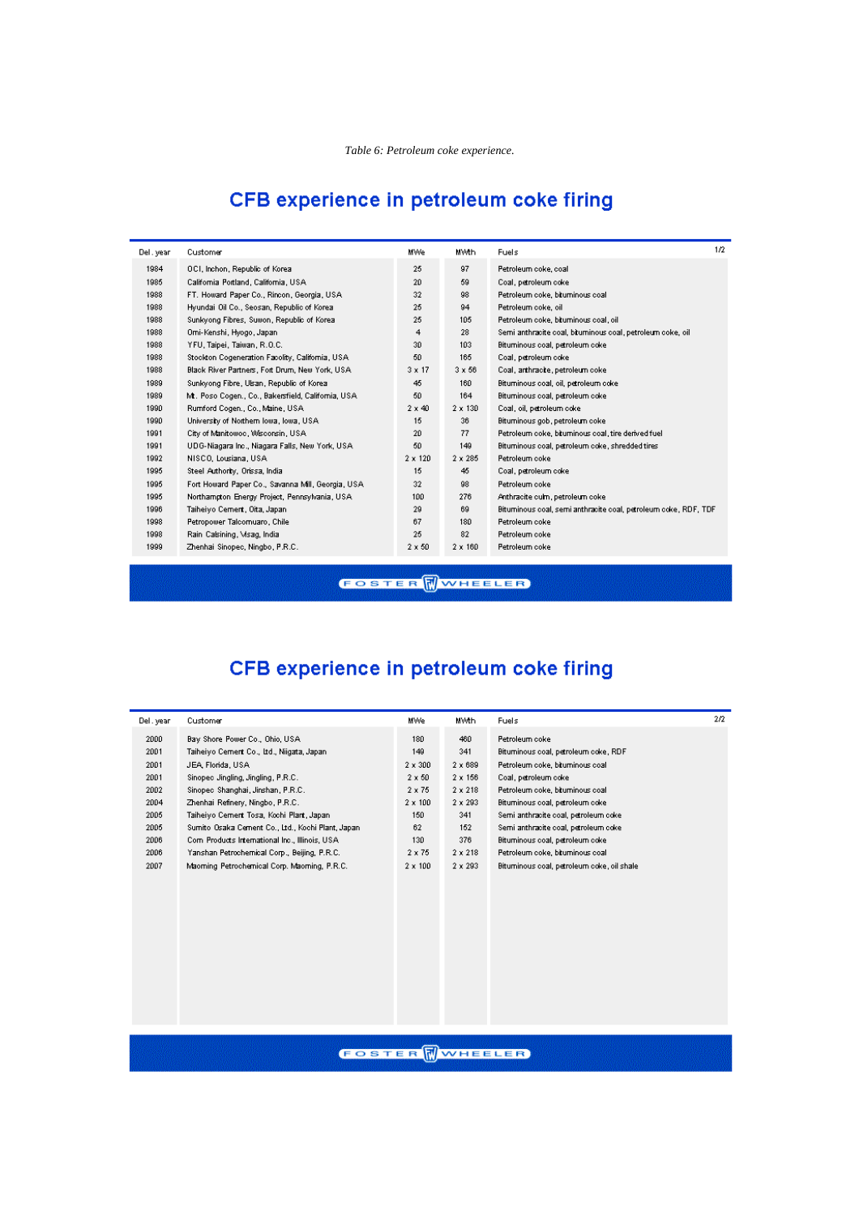*Table 6: Petroleum coke experience.*

## CFB experience in petroleum coke firing

1/2

| Del. year | Customer | MWe | MWth | Fuels |
|---|---|---|---|---|
| 1984 | OCI, Inchon, Republic of Korea | 25 | 97 | Petroleum coke, coal |
| 1985 | California Portland, California, USA | 20 | 59 | Coal, petroleum coke |
| 1988 | FT. Howard Paper Co., Rincon, Georgia, USA | 32 | 98 | Petroleum coke, bituminous coal |
| 1988 | Hyundai Oil Co., Seosan, Republic of Korea | 25 | 94 | Petroleum coke, oil |
| 1988 | Sunkyong Fibres, Suwon, Republic of Korea | 25 | 105 | Petroleum coke, bituminous coal, oil |
| 1988 | Omi-Kenshi, Hyogo, Japan | 4 | 28 | Semi anthracite coal, bituminous coal, petroleum coke, oil |
| 1988 | YFU, Taipei, Taiwan, R.O.C. | 30 | 103 | Bituminous coal, petroleum coke |
| 1988 | Stockton Cogeneration Facolity, California, USA | 50 | 165 | Coal, petroleum coke |
| 1988 | Black River Partners, Fort Drum, New York, USA | 3 x 17 | 3 x 56 | Coal, anthracite, petroleum coke |
| 1989 | Sunkyong Fibre, Ulsan, Republic of Korea | 45 | 160 | Bituminous coal, oil, petroleum coke |
| 1989 | Mt. Poso Cogen., Co., Bakersfield, California, USA | 50 | 164 | Bituminous coal, petroleum coke |
| 1990 | Rumford Cogen., Co., Maine, USA | 2 x 40 | 2 x 130 | Coal, oil, petroleum coke |
| 1990 | University of Northern Iowa, Iowa, USA | 15 | 36 | Bituminous gob, petroleum coke |
| 1991 | City of Manitowoc, Wisconsin, USA | 20 | 77 | Petroleum coke, bituminous coal, tire derived fuel |
| 1991 | UDG-Niagara Inc., Niagara Falls, New York, USA | 50 | 149 | Bituminous coal, petroleum coke, shredded tires |
| 1992 | NISCO, Lousiana, USA | 2 x 120 | 2 x 285 | Petroleum coke |
| 1995 | Steel Authority, Orissa, India | 15 | 45 | Coal, petroleum coke |
| 1995 | Fort Howard Paper Co., Savanna Mill, Georgia, USA | 32 | 98 | Petroleum coke |
| 1995 | Northampton Energy Project, Pennsylvania, USA | 100 | 276 | Anthracite culm, petroleum coke |
| 1996 | Taiheiyo Cement, Oita, Japan | 29 | 69 | Bituminous coal, semi anthracite coal, petroleum coke, RDF, TDF |
| 1998 | Petropower Talcomuaro, Chile | 67 | 180 | Petroleum coke |
| 1998 | Rain Calsining, Visag, India | 25 | 82 | Petroleum coke |
| 1999 | Zhenhai Sinopec, Ningbo, P.R.C. | 2 x 50 | 2 x 160 | Petroleum coke |

FOSTER WHEELER

## CFB experience in petroleum coke firing

2/2

| Del. year | Customer | MWe | MWth | Fuels |
|---|---|---|---|---|
| 2000 | Bay Shore Power Co., Ohio, USA | 180 | 460 | Petroleum coke |
| 2001 | Taiheiyo Cement Co., Ltd., Niigata, Japan | 149 | 341 | Bituminous coal, petroleum coke, RDF |
| 2001 | JEA, Florida, USA | 2 x 300 | 2 x 689 | Petroleum coke, bituminous coal |
| 2001 | Sinopec Jingling, Jingling, P.R.C. | 2 x 50 | 2 x 156 | Coal, petroleum coke |
| 2002 | Sinopec Shanghai, Jinshan, P.R.C. | 2 x 75 | 2 x 218 | Petroleum coke, bituminous coal |
| 2004 | Zhenhai Refinery, Ningbo, P.R.C. | 2 x 100 | 2 x 293 | Bituminous coal, petroleum coke |
| 2005 | Taiheiyo Cement Tosa, Kochi Plant, Japan | 150 | 341 | Semi anthracite coal, petroleum coke |
| 2005 | Sumito Osaka Cement Co., Ltd., Kochi Plant, Japan | 62 | 152 | Semi anthracite coal, petroleum coke |
| 2006 | Corn Products International Inc., Illinois, USA | 130 | 376 | Bituminous coal, petroleum coke |
| 2006 | Yanshan Petrochemical Corp., Beijing, P.R.C. | 2 x 75 | 2 x 218 | Petroleum coke, bituminous coal |
| 2007 | Maoming Petrochemical Corp. Maoming, P.R.C. | 2 x 100 | 2 x 293 | Bituminous coal, petroleum coke, oil shale |

FOSTER WHEELER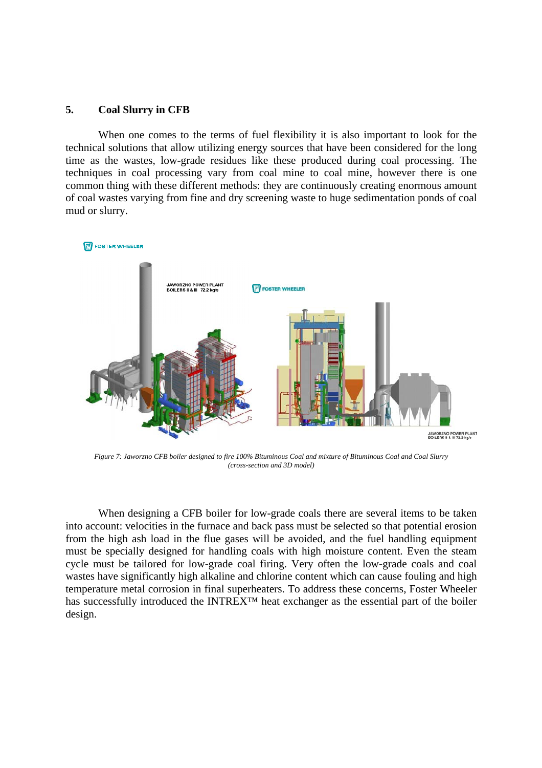## 5. Coal Slurry in CFB

When one comes to the terms of fuel flexibility it is also important to look for the technical solutions that allow utilizing energy sources that have been considered for the long time as the wastes, low-grade residues like these produced during coal processing. The techniques in coal processing vary from coal mine to coal mine, however there is one common thing with these different methods: they are continuously creating enormous amount of coal wastes varying from fine and dry screening waste to huge sedimentation ponds of coal mud or slurry.

*Figure 7: Jaworzno CFB boiler designed to fire 100% Bituminous Coal and mixture of Bituminous Coal and Coal Slurry (cross-section and 3D model)*

When designing a CFB boiler for low-grade coals there are several items to be taken into account: velocities in the furnace and back pass must be selected so that potential erosion from the high ash load in the flue gases will be avoided, and the fuel handling equipment must be specially designed for handling coals with high moisture content. Even the steam cycle must be tailored for low-grade coal firing. Very often the low-grade coals and coal wastes have significantly high alkaline and chlorine content which can cause fouling and high temperature metal corrosion in final superheaters. To address these concerns, Foster Wheeler has successfully introduced the INTREX™ heat exchanger as the essential part of the boiler design.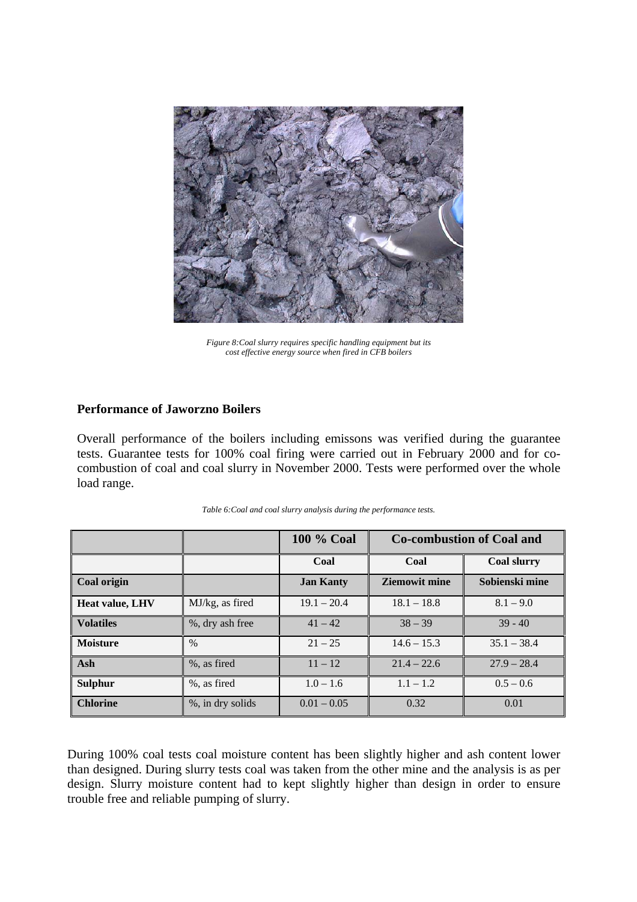*Figure 8:Coal slurry requires specific handling equipment but its cost effective energy source when fired in CFB boilers*

**Performance of Jaworzno Boilers**

Overall performance of the boilers including emissons was verified during the guarantee tests. Guarantee tests for 100% coal firing were carried out in February 2000 and for co-combustion of coal and coal slurry in November 2000. Tests were performed over the whole load range.

*Table 6:Coal and coal slurry analysis during the performance tests.*

| | | 100 % Coal | Co-combustion of Coal and | |
|---|---|---|---|---|
| | | **Coal** | **Coal** | **Coal slurry** |
| **Coal origin** | | **Jan Kanty** | **Ziemowit mine** | **Sobienski mine** |
| **Heat value, LHV** | MJ/kg, as fired | 19.1 – 20.4 | 18.1 – 18.8 | 8.1 – 9.0 |
| **Volatiles** | %, dry ash free | 41 – 42 | 38 – 39 | 39 - 40 |
| **Moisture** | % | 21 – 25 | 14.6 – 15.3 | 35.1 – 38.4 |
| **Ash** | %, as fired | 11 – 12 | 21.4 – 22.6 | 27.9 – 28.4 |
| **Sulphur** | %, as fired | 1.0 – 1.6 | 1.1 – 1.2 | 0.5 – 0.6 |
| **Chlorine** | %, in dry solids | 0.01 – 0.05 | 0.32 | 0.01 |

During 100% coal tests coal moisture content has been slightly higher and ash content lower than designed. During slurry tests coal was taken from the other mine and the analysis is as per design. Slurry moisture content had to kept slightly higher than design in order to ensure trouble free and reliable pumping of slurry.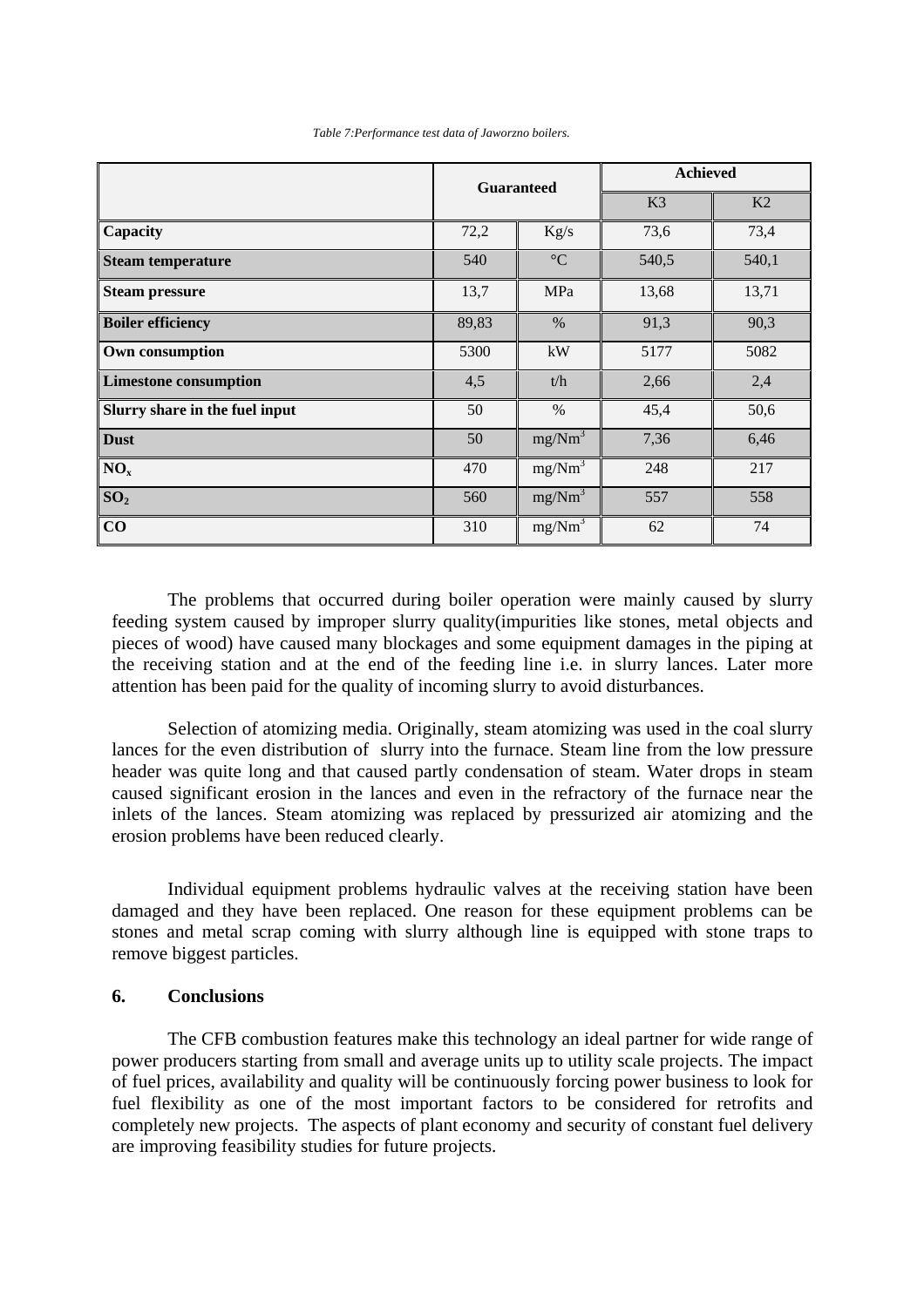*Table 7:Performance test data of Jaworzno boilers.*

| | Guaranteed | | Achieved | |
|---|---|---|---|---|
| | | | K3 | K2 |
| **Capacity** | 72,2 | Kg/s | 73,6 | 73,4 |
| **Steam temperature** | 540 | °C | 540,5 | 540,1 |
| **Steam pressure** | 13,7 | MPa | 13,68 | 13,71 |
| **Boiler efficiency** | 89,83 | % | 91,3 | 90,3 |
| **Own consumption** | 5300 | kW | 5177 | 5082 |
| **Limestone consumption** | 4,5 | t/h | 2,66 | 2,4 |
| **Slurry share in the fuel input** | 50 | % | 45,4 | 50,6 |
| **Dust** | 50 | $mg/Nm^3$ | 7,36 | 6,46 |
| **$NO_x$** | 470 | $mg/Nm^3$ | 248 | 217 |
| **$SO_2$** | 560 | $mg/Nm^3$ | 557 | 558 |
| **CO** | 310 | $mg/Nm^3$ | 62 | 74 |

The problems that occurred during boiler operation were mainly caused by slurry feeding system caused by improper slurry quality(impurities like stones, metal objects and pieces of wood) have caused many blockages and some equipment damages in the piping at the receiving station and at the end of the feeding line i.e. in slurry lances. Later more attention has been paid for the quality of incoming slurry to avoid disturbances.

Selection of atomizing media. Originally, steam atomizing was used in the coal slurry lances for the even distribution of slurry into the furnace. Steam line from the low pressure header was quite long and that caused partly condensation of steam. Water drops in steam caused significant erosion in the lances and even in the refractory of the furnace near the inlets of the lances. Steam atomizing was replaced by pressurized air atomizing and the erosion problems have been reduced clearly.

Individual equipment problems hydraulic valves at the receiving station have been damaged and they have been replaced. One reason for these equipment problems can be stones and metal scrap coming with slurry although line is equipped with stone traps to remove biggest particles.

## 6. Conclusions

The CFB combustion features make this technology an ideal partner for wide range of power producers starting from small and average units up to utility scale projects. The impact of fuel prices, availability and quality will be continuously forcing power business to look for fuel flexibility as one of the most important factors to be considered for retrofits and completely new projects. The aspects of plant economy and security of constant fuel delivery are improving feasibility studies for future projects.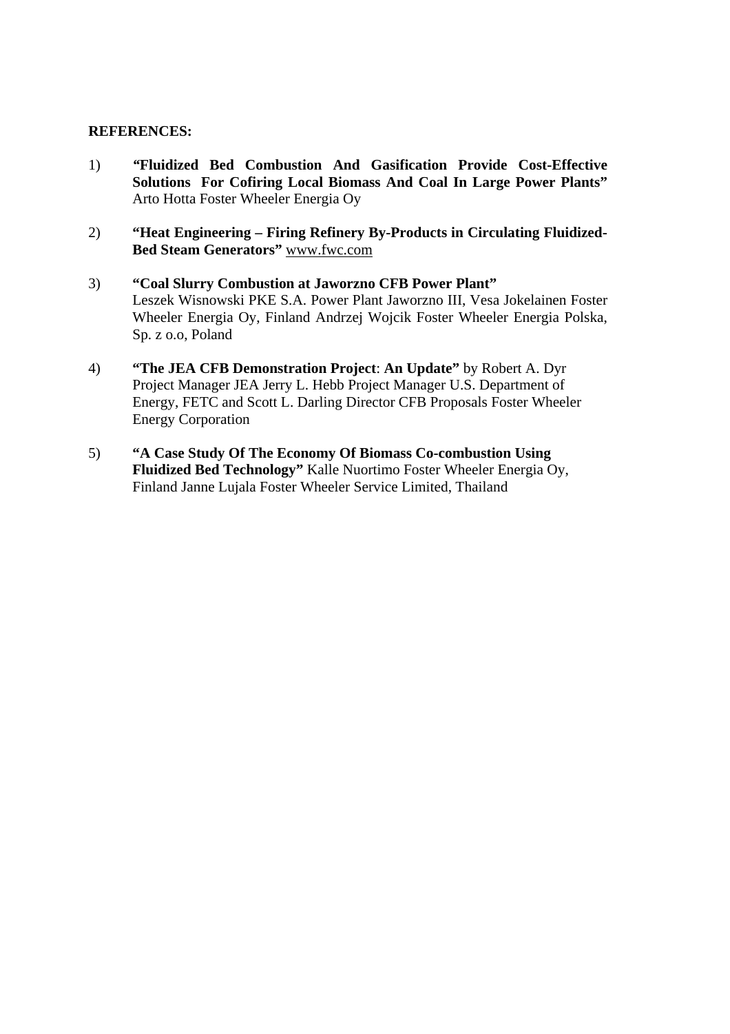**REFERENCES:**

1) ***"Fluidized Bed Combustion And Gasification Provide Cost-Effective Solutions For Cofiring Local Biomass And Coal In Large Power Plants"*** Arto Hotta Foster Wheeler Energia Oy

2) **"Heat Engineering – Firing Refinery By-Products in Circulating Fluidized-Bed Steam Generators"** www.fwc.com

3) **"Coal Slurry Combustion at Jaworzno CFB Power Plant"** Leszek Wisnowski PKE S.A. Power Plant Jaworzno III, Vesa Jokelainen Foster Wheeler Energia Oy, Finland Andrzej Wojcik Foster Wheeler Energia Polska, Sp. z o.o, Poland

4) **"The JEA CFB Demonstration Project**: **An Update"** by Robert A. Dyr Project Manager JEA Jerry L. Hebb Project Manager U.S. Department of Energy, FETC and Scott L. Darling Director CFB Proposals Foster Wheeler Energy Corporation

5) **"A Case Study Of The Economy Of Biomass Co-combustion Using Fluidized Bed Technology"** Kalle Nuortimo Foster Wheeler Energia Oy, Finland Janne Lujala Foster Wheeler Service Limited, Thailand